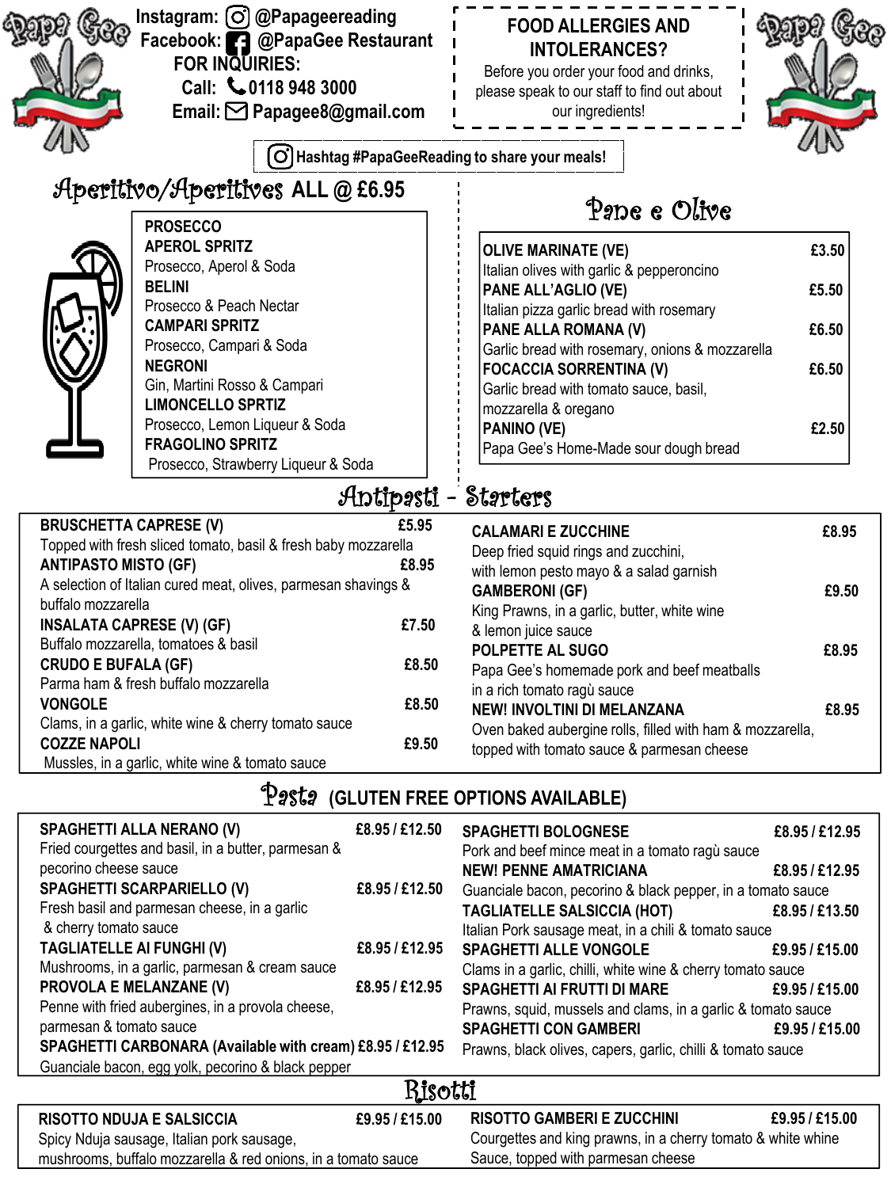Instagram: @Papageereading
Facebook: @PapaGee Restaurant
FOR INQUIRIES:
Call: 0118 948 3000
Email: Papagee8@gmail.com

**FOOD ALLERGIES AND INTOLERANCES?**
Before you order your food and drinks, please speak to our staff to find out about our ingredients!

Hashtag #PapaGeeReading to share your meals!

## Aperitivo/Aperitives ALL @ £6.95

**PROSECCO**

**APEROL SPRITZ**
Prosecco, Aperol & Soda

**BELINI**
Prosecco & Peach Nectar

**CAMPARI SPRITZ**
Prosecco, Campari & Soda

**NEGRONI**
Gin, Martini Rosso & Campari

**LIMONCELLO SPRTIZ**
Prosecco, Lemon Liqueur & Soda

**FRAGOLINO SPRITZ**
Prosecco, Strawberry Liqueur & Soda

## Pane e Olive

**OLIVE MARINATE (VE)** £3.50
Italian olives with garlic & pepperoncino

**PANE ALL'AGLIO (VE)** £5.50
Italian pizza garlic bread with rosemary

**PANE ALLA ROMANA (V)** £6.50
Garlic bread with rosemary, onions & mozzarella

**FOCACCIA SORRENTINA (V)** £6.50
Garlic bread with tomato sauce, basil, mozzarella & oregano

**PANINO (VE)** £2.50
Papa Gee's Home-Made sour dough bread

## Antipasti - Starters

**BRUSCHETTA CAPRESE (V)** £5.95
Topped with fresh sliced tomato, basil & fresh baby mozzarella

**ANTIPASTO MISTO (GF)** £8.95
A selection of Italian cured meat, olives, parmesan shavings & buffalo mozzarella

**INSALATA CAPRESE (V) (GF)** £7.50
Buffalo mozzarella, tomatoes & basil

**CRUDO E BUFALA (GF)** £8.50
Parma ham & fresh buffalo mozzarella

**VONGOLE** £8.50
Clams, in a garlic, white wine & cherry tomato sauce

**COZZE NAPOLI** £9.50
Mussles, in a garlic, white wine & tomato sauce

**CALAMARI E ZUCCHINE** £8.95
Deep fried squid rings and zucchini, with lemon pesto mayo & a salad garnish

**GAMBERONI (GF)** £9.50
King Prawns, in a garlic, butter, white wine & lemon juice sauce

**POLPETTE AL SUGO** £8.95
Papa Gee's homemade pork and beef meatballs in a rich tomato ragù sauce

**NEW! INVOLTINI DI MELANZANA** £8.95
Oven baked aubergine rolls, filled with ham & mozzarella, topped with tomato sauce & parmesan cheese

## Pasta (GLUTEN FREE OPTIONS AVAILABLE)

**SPAGHETTI ALLA NERANO (V)** £8.95 / £12.50
Fried courgettes and basil, in a butter, parmesan & pecorino cheese sauce

**SPAGHETTI SCARPARIELLO (V)** £8.95 / £12.50
Fresh basil and parmesan cheese, in a garlic & cherry tomato sauce

**TAGLIATELLE AI FUNGHI (V)** £8.95 / £12.95
Mushrooms, in a garlic, parmesan & cream sauce

**PROVOLA E MELANZANE (V)** £8.95 / £12.95
Penne with fried aubergines, in a provola cheese, parmesan & tomato sauce

**SPAGHETTI CARBONARA (Available with cream)** £8.95 / £12.95
Guanciale bacon, egg yolk, pecorino & black pepper

**SPAGHETTI BOLOGNESE** £8.95 / £12.95
Pork and beef mince meat in a tomato ragù sauce

**NEW! PENNE AMATRICIANA** £8.95 / £12.95
Guanciale bacon, pecorino & black pepper, in a tomato sauce

**TAGLIATELLE SALSICCIA (HOT)** £8.95 / £13.50
Italian Pork sausage meat, in a chili & tomato sauce

**SPAGHETTI ALLE VONGOLE** £9.95 / £15.00
Clams in a garlic, chilli, white wine & cherry tomato sauce

**SPAGHETTI AI FRUTTI DI MARE** £9.95 / £15.00
Prawns, squid, mussels and clams, in a garlic & tomato sauce

**SPAGHETTI CON GAMBERI** £9.95 / £15.00
Prawns, black olives, capers, garlic, chilli & tomato sauce

## Risotti

**RISOTTO NDUJA E SALSICCIA** £9.95 / £15.00
Spicy Nduja sausage, Italian pork sausage, mushrooms, buffalo mozzarella & red onions, in a tomato sauce

**RISOTTO GAMBERI E ZUCCHINI** £9.95 / £15.00
Courgettes and king prawns, in a cherry tomato & white whine Sauce, topped with parmesan cheese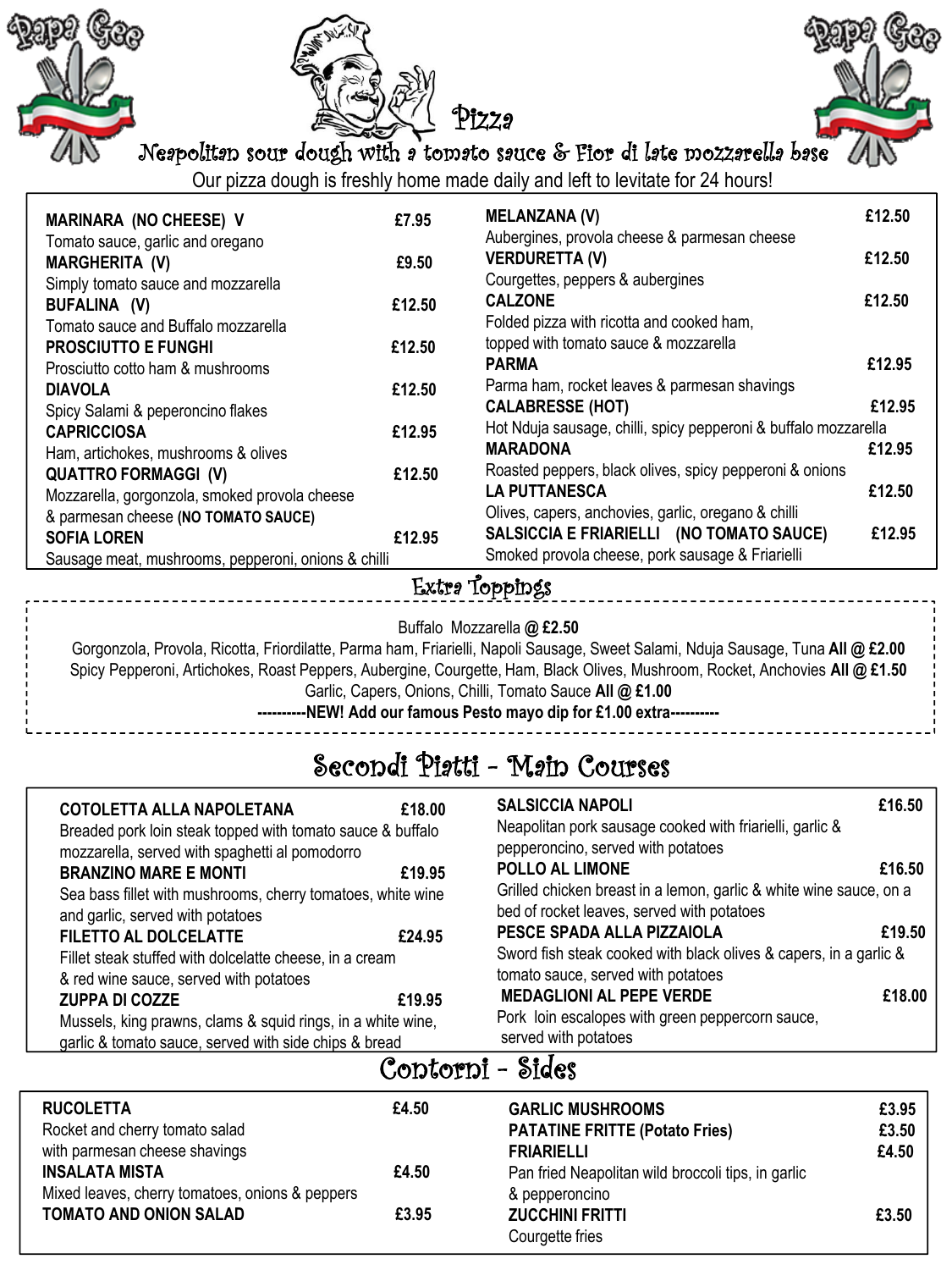Papa Gee

# Pizza

## Neapolitan sour dough with a tomato sauce & Fior di late mozzarella base

Our pizza dough is freshly home made daily and left to levitate for 24 hours!

**MARINARA (NO CHEESE) V** — £7.95
Tomato sauce, garlic and oregano

**MARGHERITA (V)** — £9.50
Simply tomato sauce and mozzarella

**BUFALINA (V)** — £12.50
Tomato sauce and Buffalo mozzarella

**PROSCIUTTO E FUNGHI** — £12.50
Prosciutto cotto ham & mushrooms

**DIAVOLA** — £12.50
Spicy Salami & peperoncino flakes

**CAPRICCIOSA** — £12.95
Ham, artichokes, mushrooms & olives

**QUATTRO FORMAGGI (V)** — £12.50
Mozzarella, gorgonzola, smoked provola cheese & parmesan cheese **(NO TOMATO SAUCE)**

**SOFIA LOREN** — £12.95
Sausage meat, mushrooms, pepperoni, onions & chilli

**MELANZANA (V)** — £12.50
Aubergines, provola cheese & parmesan cheese

**VERDURETTA (V)** — £12.50
Courgettes, peppers & aubergines

**CALZONE** — £12.50
Folded pizza with ricotta and cooked ham, topped with tomato sauce & mozzarella

**PARMA** — £12.95
Parma ham, rocket leaves & parmesan shavings

**CALABRESSE (HOT)** — £12.95
Hot Nduja sausage, chilli, spicy pepperoni & buffalo mozzarella

**MARADONA** — £12.95
Roasted peppers, black olives, spicy pepperoni & onions

**LA PUTTANESCA** — £12.50
Olives, capers, anchovies, garlic, oregano & chilli

**SALSICCIA E FRIARIELLI (NO TOMATO SAUCE)** — £12.95
Smoked provola cheese, pork sausage & Friarielli

## Extra Toppings

Buffalo Mozzarella **@ £2.50**

Gorgonzola, Provola, Ricotta, Friordilatte, Parma ham, Friarielli, Napoli Sausage, Sweet Salami, Nduja Sausage, Tuna **All @ £2.00**

Spicy Pepperoni, Artichokes, Roast Peppers, Aubergine, Courgette, Ham, Black Olives, Mushroom, Rocket, Anchovies **All @ £1.50**

Garlic, Capers, Onions, Chilli, Tomato Sauce **All @ £1.00**

**----------NEW! Add our famous Pesto mayo dip for £1.00 extra----------**

# Secondi Piatti - Main Courses

**COTOLETTA ALLA NAPOLETANA** — £18.00
Breaded pork loin steak topped with tomato sauce & buffalo mozzarella, served with spaghetti al pomodorro

**BRANZINO MARE E MONTI** — £19.95
Sea bass fillet with mushrooms, cherry tomatoes, white wine and garlic, served with potatoes

**FILETTO AL DOLCELATTE** — £24.95
Fillet steak stuffed with dolcelatte cheese, in a cream & red wine sauce, served with potatoes

**ZUPPA DI COZZE** — £19.95
Mussels, king prawns, clams & squid rings, in a white wine, garlic & tomato sauce, served with side chips & bread

**SALSICCIA NAPOLI** — £16.50
Neapolitan pork sausage cooked with friarielli, garlic & pepperoncino, served with potatoes

**POLLO AL LIMONE** — £16.50
Grilled chicken breast in a lemon, garlic & white wine sauce, on a bed of rocket leaves, served with potatoes

**PESCE SPADA ALLA PIZZAIOLA** — £19.50
Sword fish steak cooked with black olives & capers, in a garlic & tomato sauce, served with potatoes

**MEDAGLIONI AL PEPE VERDE** — £18.00
Pork loin escalopes with green peppercorn sauce, served with potatoes

# Contorni - Sides

**RUCOLETTA** — £4.50
Rocket and cherry tomato salad with parmesan cheese shavings

**INSALATA MISTA** — £4.50
Mixed leaves, cherry tomatoes, onions & peppers

**TOMATO AND ONION SALAD** — £3.95

**GARLIC MUSHROOMS** — £3.95

**PATATINE FRITTE (Potato Fries)** — £3.50

**FRIARIELLI** — £4.50
Pan fried Neapolitan wild broccoli tips, in garlic & pepperoncino

**ZUCCHINI FRITTI** — £3.50
Courgette fries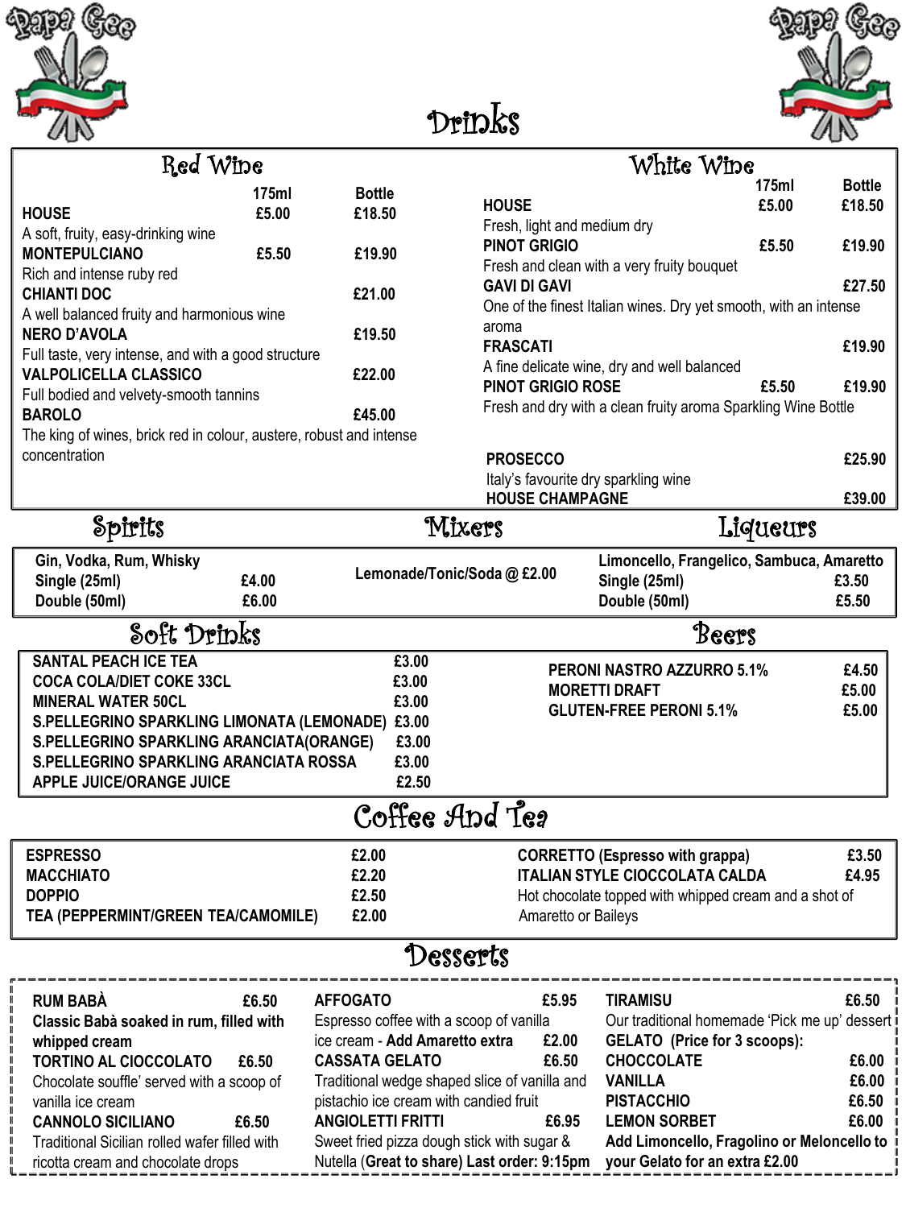Papa Gee

# Drinks

## Red Wine

| | 175ml | Bottle |
|---|---|---|
| **HOUSE**<br>A soft, fruity, easy-drinking wine | £5.00 | £18.50 |
| **MONTEPULCIANO**<br>Rich and intense ruby red | £5.50 | £19.90 |
| **CHIANTI DOC**<br>A well balanced fruity and harmonious wine | | £21.00 |
| **NERO D'AVOLA**<br>Full taste, very intense, and with a good structure | | £19.50 |
| **VALPOLICELLA CLASSICO**<br>Full bodied and velvety-smooth tannins | | £22.00 |
| **BAROLO**<br>The king of wines, brick red in colour, austere, robust and intense concentration | | £45.00 |

## White Wine

| | 175ml | Bottle |
|---|---|---|
| **HOUSE**<br>Fresh, light and medium dry | £5.00 | £18.50 |
| **PINOT GRIGIO**<br>Fresh and clean with a very fruity bouquet | £5.50 | £19.90 |
| **GAVI DI GAVI**<br>One of the finest Italian wines. Dry yet smooth, with an intense aroma | | £27.50 |
| **FRASCATI**<br>A fine delicate wine, dry and well balanced | | £19.90 |
| **PINOT GRIGIO ROSE**<br>Fresh and dry with a clean fruity aroma | £5.50 | £19.90 |

Sparkling Wine Bottle

| | Bottle |
|---|---|
| **PROSECCO**<br>Italy's favourite dry sparkling wine | £25.90 |
| **HOUSE CHAMPAGNE** | £39.00 |

## Spirits

**Gin, Vodka, Rum, Whisky**

| | |
|---|---|
| Single (25ml) | £4.00 |
| Double (50ml) | £6.00 |

## Mixers

**Lemonade/Tonic/Soda @ £2.00**

## Liqueurs

**Limoncello, Frangelico, Sambuca, Amaretto**

| | |
|---|---|
| Single (25ml) | £3.50 |
| Double (50ml) | £5.50 |

## Soft Drinks

| | |
|---|---|
| **SANTAL PEACH ICE TEA** | £3.00 |
| **COCA COLA/DIET COKE 33CL** | £3.00 |
| **MINERAL WATER 50CL** | £3.00 |
| **S.PELLEGRINO SPARKLING LIMONATA (LEMONADE)** | £3.00 |
| **S.PELLEGRINO SPARKLING ARANCIATA(ORANGE)** | £3.00 |
| **S.PELLEGRINO SPARKLING ARANCIATA ROSSA** | £3.00 |
| **APPLE JUICE/ORANGE JUICE** | £2.50 |

## Beers

| | |
|---|---|
| **PERONI NASTRO AZZURRO 5.1%** | £4.50 |
| **MORETTI DRAFT** | £5.00 |
| **GLUTEN-FREE PERONI 5.1%** | £5.00 |

## Coffee And Tea

| | |
|---|---|
| **ESPRESSO** | £2.00 |
| **MACCHIATO** | £2.20 |
| **DOPPIO** | £2.50 |
| **TEA (PEPPERMINT/GREEN TEA/CAMOMILE)** | £2.00 |
| **CORRETTO (Espresso with grappa)** | £3.50 |
| **ITALIAN STYLE CIOCCOLATA CALDA**<br>Hot chocolate topped with whipped cream and a shot of Amaretto or Baileys | £4.95 |

## Desserts

**RUM BABÀ** £6.50
**Classic Babà soaked in rum, filled with whipped cream**

**TORTINO AL CIOCCOLATO** £6.50
Chocolate souffle' served with a scoop of vanilla ice cream

**CANNOLO SICILIANO** £6.50
Traditional Sicilian rolled wafer filled with ricotta cream and chocolate drops

**AFFOGATO** £5.95
Espresso coffee with a scoop of vanilla ice cream - **Add Amaretto extra** £2.00

**CASSATA GELATO** £6.50
Traditional wedge shaped slice of vanilla and pistachio ice cream with candied fruit

**ANGIOLETTI FRITTI** £6.95
Sweet fried pizza dough stick with sugar & Nutella (**Great to share) Last order: 9:15pm**

**TIRAMISU** £6.50
Our traditional homemade 'Pick me up' dessert

**GELATO (Price for 3 scoops):**

| | |
|---|---|
| **CHOCCOLATE** | £6.00 |
| **VANILLA** | £6.00 |
| **PISTACCHIO** | £6.50 |
| **LEMON SORBET** | £6.00 |

**Add Limoncello, Fragolino or Meloncello to your Gelato for an extra £2.00**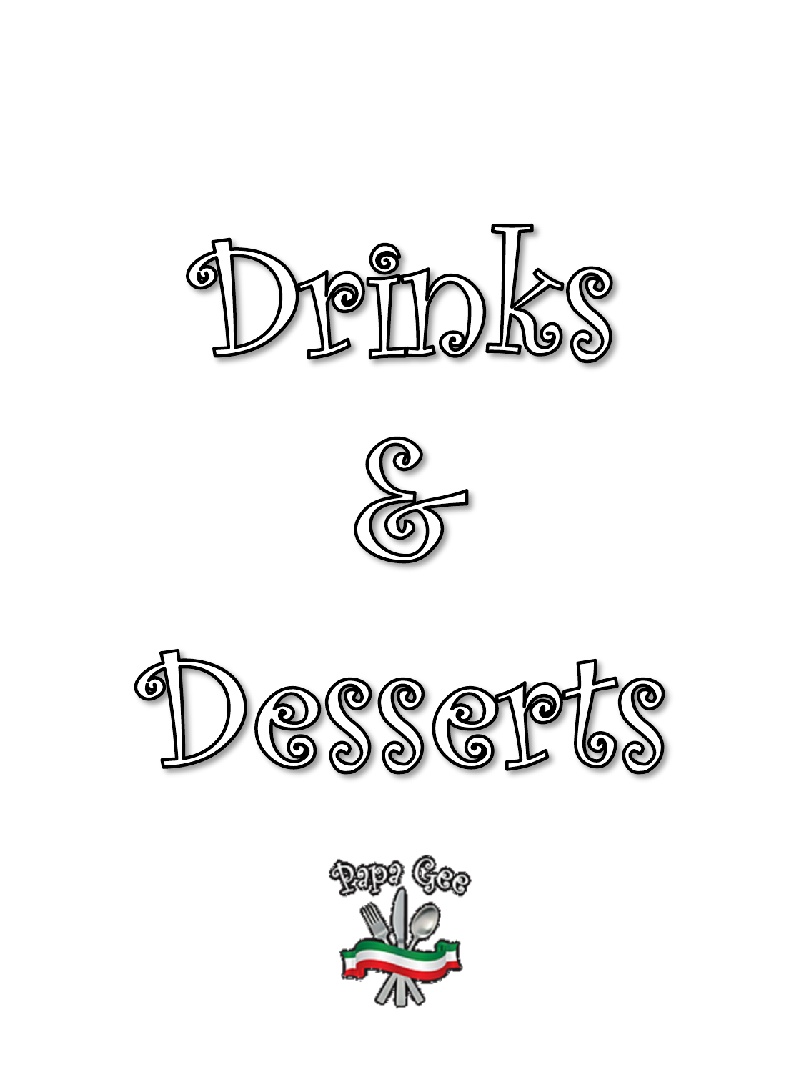# Drinks

# &

# Desserts

Papa Gee